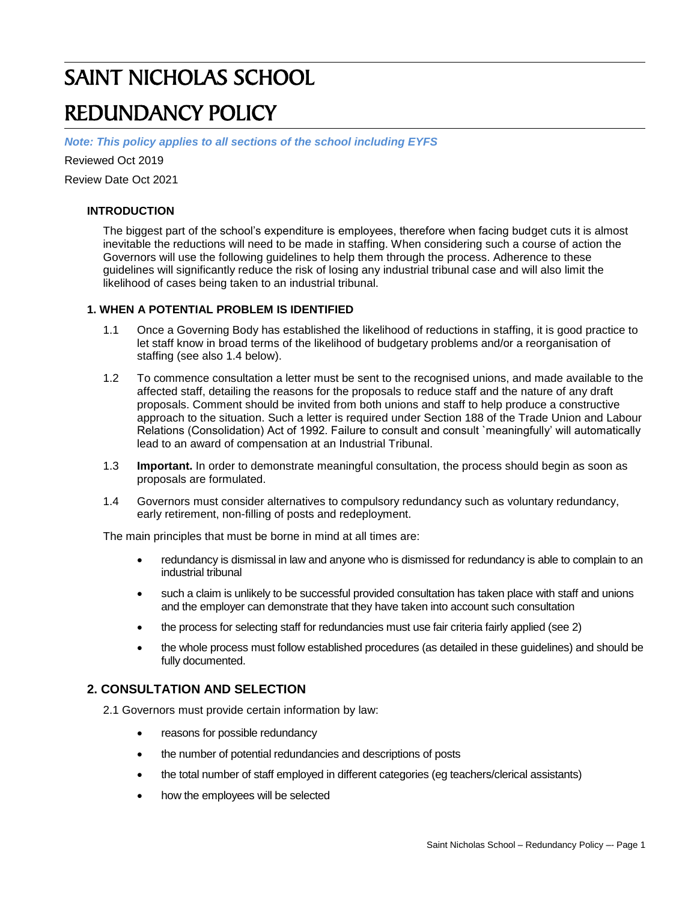# SAINT NICHOLAS SCHOOL

# REDUNDANCY POLICY

***Note: This policy applies to all sections of the school including EYFS***

Reviewed Oct 2019

Review Date Oct 2021

### INTRODUCTION

The biggest part of the school's expenditure is employees, therefore when facing budget cuts it is almost inevitable the reductions will need to be made in staffing. When considering such a course of action the Governors will use the following guidelines to help them through the process. Adherence to these guidelines will significantly reduce the risk of losing any industrial tribunal case and will also limit the likelihood of cases being taken to an industrial tribunal.

### 1. WHEN A POTENTIAL PROBLEM IS IDENTIFIED

1.1 Once a Governing Body has established the likelihood of reductions in staffing, it is good practice to let staff know in broad terms of the likelihood of budgetary problems and/or a reorganisation of staffing (see also 1.4 below).

1.2 To commence consultation a letter must be sent to the recognised unions, and made available to the affected staff, detailing the reasons for the proposals to reduce staff and the nature of any draft proposals. Comment should be invited from both unions and staff to help produce a constructive approach to the situation. Such a letter is required under Section 188 of the Trade Union and Labour Relations (Consolidation) Act of 1992. Failure to consult and consult `meaningfully' will automatically lead to an award of compensation at an Industrial Tribunal.

1.3 **Important.** In order to demonstrate meaningful consultation, the process should begin as soon as proposals are formulated.

1.4 Governors must consider alternatives to compulsory redundancy such as voluntary redundancy, early retirement, non-filling of posts and redeployment.

The main principles that must be borne in mind at all times are:

- redundancy is dismissal in law and anyone who is dismissed for redundancy is able to complain to an industrial tribunal
- such a claim is unlikely to be successful provided consultation has taken place with staff and unions and the employer can demonstrate that they have taken into account such consultation
- the process for selecting staff for redundancies must use fair criteria fairly applied (see 2)
- the whole process must follow established procedures (as detailed in these guidelines) and should be fully documented.

## 2. CONSULTATION AND SELECTION

2.1 Governors must provide certain information by law:

- reasons for possible redundancy
- the number of potential redundancies and descriptions of posts
- the total number of staff employed in different categories (eg teachers/clerical assistants)
- how the employees will be selected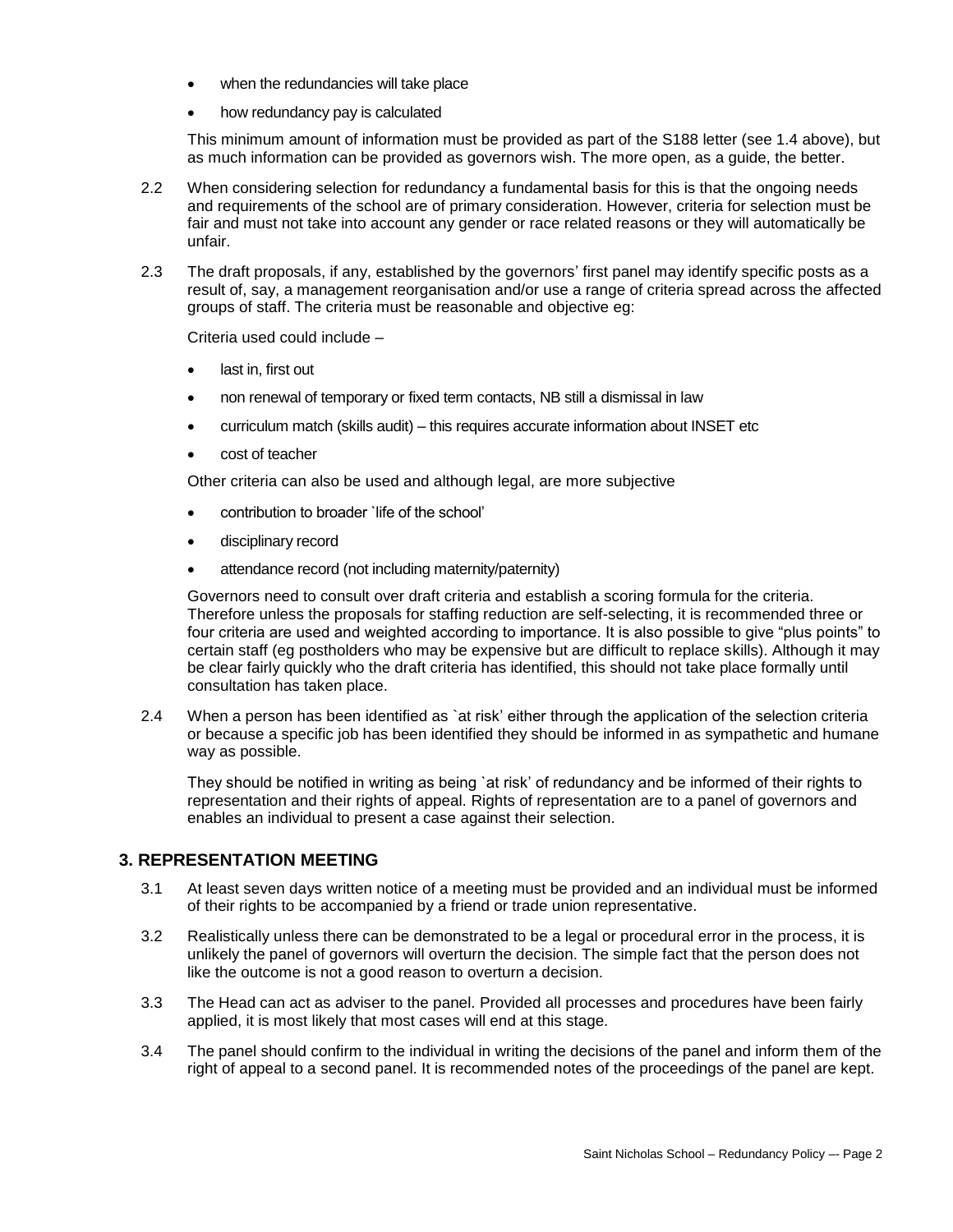- when the redundancies will take place
- how redundancy pay is calculated

This minimum amount of information must be provided as part of the S188 letter (see 1.4 above), but as much information can be provided as governors wish. The more open, as a guide, the better.

2.2 When considering selection for redundancy a fundamental basis for this is that the ongoing needs and requirements of the school are of primary consideration. However, criteria for selection must be fair and must not take into account any gender or race related reasons or they will automatically be unfair.

2.3 The draft proposals, if any, established by the governors' first panel may identify specific posts as a result of, say, a management reorganisation and/or use a range of criteria spread across the affected groups of staff. The criteria must be reasonable and objective eg:

Criteria used could include –

- last in, first out
- non renewal of temporary or fixed term contacts, NB still a dismissal in law
- curriculum match (skills audit) – this requires accurate information about INSET etc
- cost of teacher

Other criteria can also be used and although legal, are more subjective

- contribution to broader `life of the school'
- disciplinary record
- attendance record (not including maternity/paternity)

Governors need to consult over draft criteria and establish a scoring formula for the criteria. Therefore unless the proposals for staffing reduction are self-selecting, it is recommended three or four criteria are used and weighted according to importance. It is also possible to give "plus points" to certain staff (eg postholders who may be expensive but are difficult to replace skills). Although it may be clear fairly quickly who the draft criteria has identified, this should not take place formally until consultation has taken place.

2.4 When a person has been identified as `at risk' either through the application of the selection criteria or because a specific job has been identified they should be informed in as sympathetic and humane way as possible.

They should be notified in writing as being `at risk' of redundancy and be informed of their rights to representation and their rights of appeal. Rights of representation are to a panel of governors and enables an individual to present a case against their selection.

## 3. REPRESENTATION MEETING

3.1 At least seven days written notice of a meeting must be provided and an individual must be informed of their rights to be accompanied by a friend or trade union representative.

3.2 Realistically unless there can be demonstrated to be a legal or procedural error in the process, it is unlikely the panel of governors will overturn the decision. The simple fact that the person does not like the outcome is not a good reason to overturn a decision.

3.3 The Head can act as adviser to the panel. Provided all processes and procedures have been fairly applied, it is most likely that most cases will end at this stage.

3.4 The panel should confirm to the individual in writing the decisions of the panel and inform them of the right of appeal to a second panel. It is recommended notes of the proceedings of the panel are kept.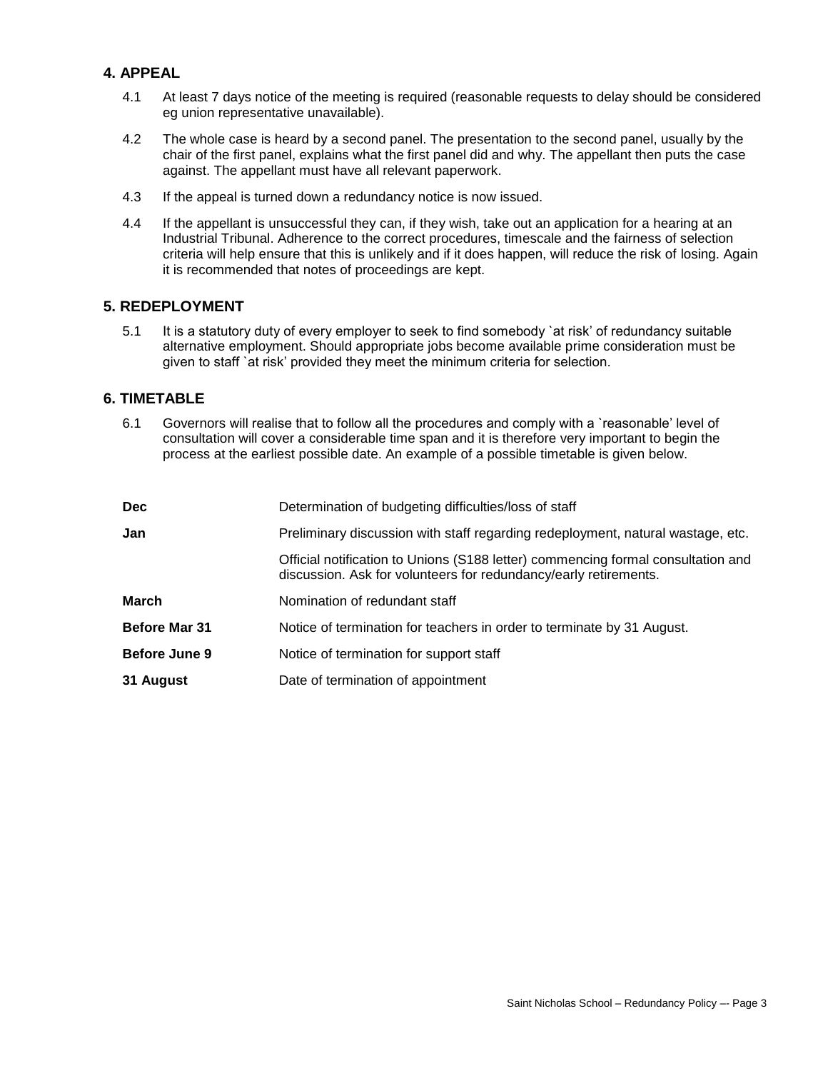## 4. APPEAL

4.1 At least 7 days notice of the meeting is required (reasonable requests to delay should be considered eg union representative unavailable).

4.2 The whole case is heard by a second panel. The presentation to the second panel, usually by the chair of the first panel, explains what the first panel did and why. The appellant then puts the case against. The appellant must have all relevant paperwork.

4.3 If the appeal is turned down a redundancy notice is now issued.

4.4 If the appellant is unsuccessful they can, if they wish, take out an application for a hearing at an Industrial Tribunal. Adherence to the correct procedures, timescale and the fairness of selection criteria will help ensure that this is unlikely and if it does happen, will reduce the risk of losing. Again it is recommended that notes of proceedings are kept.

## 5. REDEPLOYMENT

5.1 It is a statutory duty of every employer to seek to find somebody `at risk' of redundancy suitable alternative employment. Should appropriate jobs become available prime consideration must be given to staff `at risk' provided they meet the minimum criteria for selection.

## 6. TIMETABLE

6.1 Governors will realise that to follow all the procedures and comply with a `reasonable' level of consultation will cover a considerable time span and it is therefore very important to begin the process at the earliest possible date. An example of a possible timetable is given below.

| | |
|---|---|
| **Dec** | Determination of budgeting difficulties/loss of staff |
| **Jan** | Preliminary discussion with staff regarding redeployment, natural wastage, etc. |
| | Official notification to Unions (S188 letter) commencing formal consultation and discussion. Ask for volunteers for redundancy/early retirements. |
| **March** | Nomination of redundant staff |
| **Before Mar 31** | Notice of termination for teachers in order to terminate by 31 August. |
| **Before June 9** | Notice of termination for support staff |
| **31 August** | Date of termination of appointment |